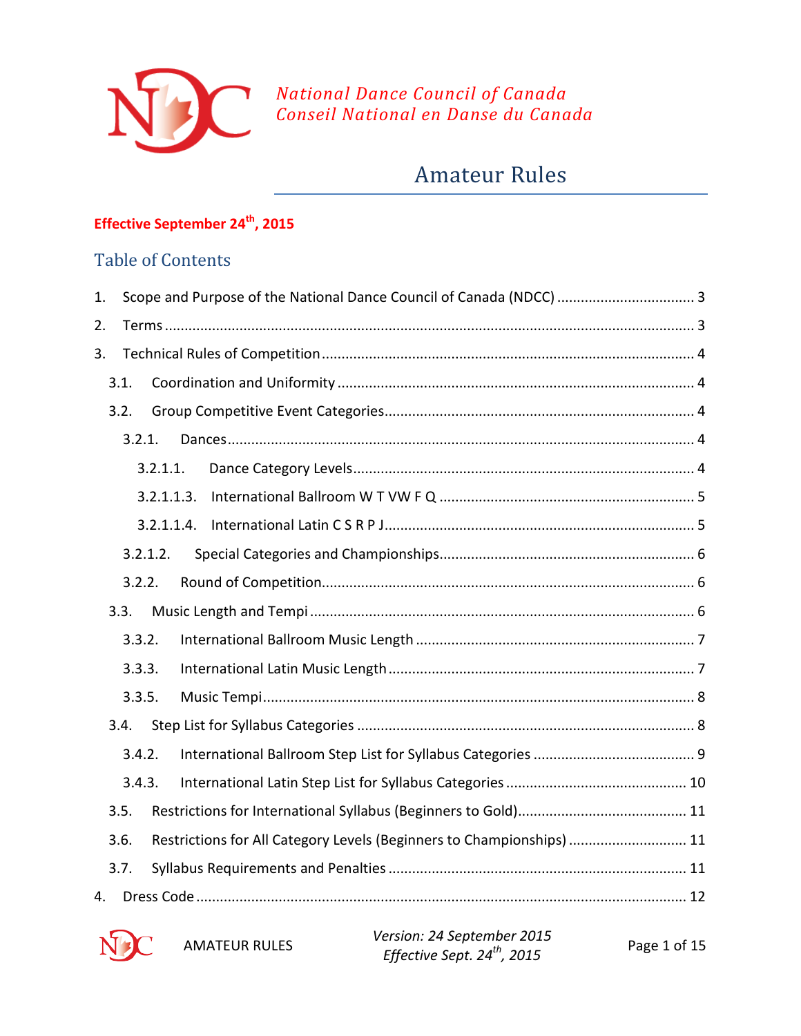*National Dance Council of Canada*
*Conseil National en Danse du Canada*

# Amateur Rules

**Effective September 24th, 2015**

## Table of Contents

1. Scope and Purpose of the National Dance Council of Canada (NDCC) ..... 3
2. Terms ..... 3
3. Technical Rules of Competition ..... 4
   - 3.1. Coordination and Uniformity ..... 4
   - 3.2. Group Competitive Event Categories ..... 4
     - 3.2.1. Dances ..... 4
       - 3.2.1.1. Dance Category Levels ..... 4
       - 3.2.1.1.3. International Ballroom W T VW F Q ..... 5
       - 3.2.1.1.4. International Latin C S R P J ..... 5
     - 3.2.1.2. Special Categories and Championships ..... 6
     - 3.2.2. Round of Competition ..... 6
   - 3.3. Music Length and Tempi ..... 6
     - 3.3.2. International Ballroom Music Length ..... 7
     - 3.3.3. International Latin Music Length ..... 7
     - 3.3.5. Music Tempi ..... 8
   - 3.4. Step List for Syllabus Categories ..... 8
     - 3.4.2. International Ballroom Step List for Syllabus Categories ..... 9
     - 3.4.3. International Latin Step List for Syllabus Categories ..... 10
   - 3.5. Restrictions for International Syllabus (Beginners to Gold) ..... 11
   - 3.6. Restrictions for All Category Levels (Beginners to Championships) ..... 11
   - 3.7. Syllabus Requirements and Penalties ..... 11
4. Dress Code ..... 12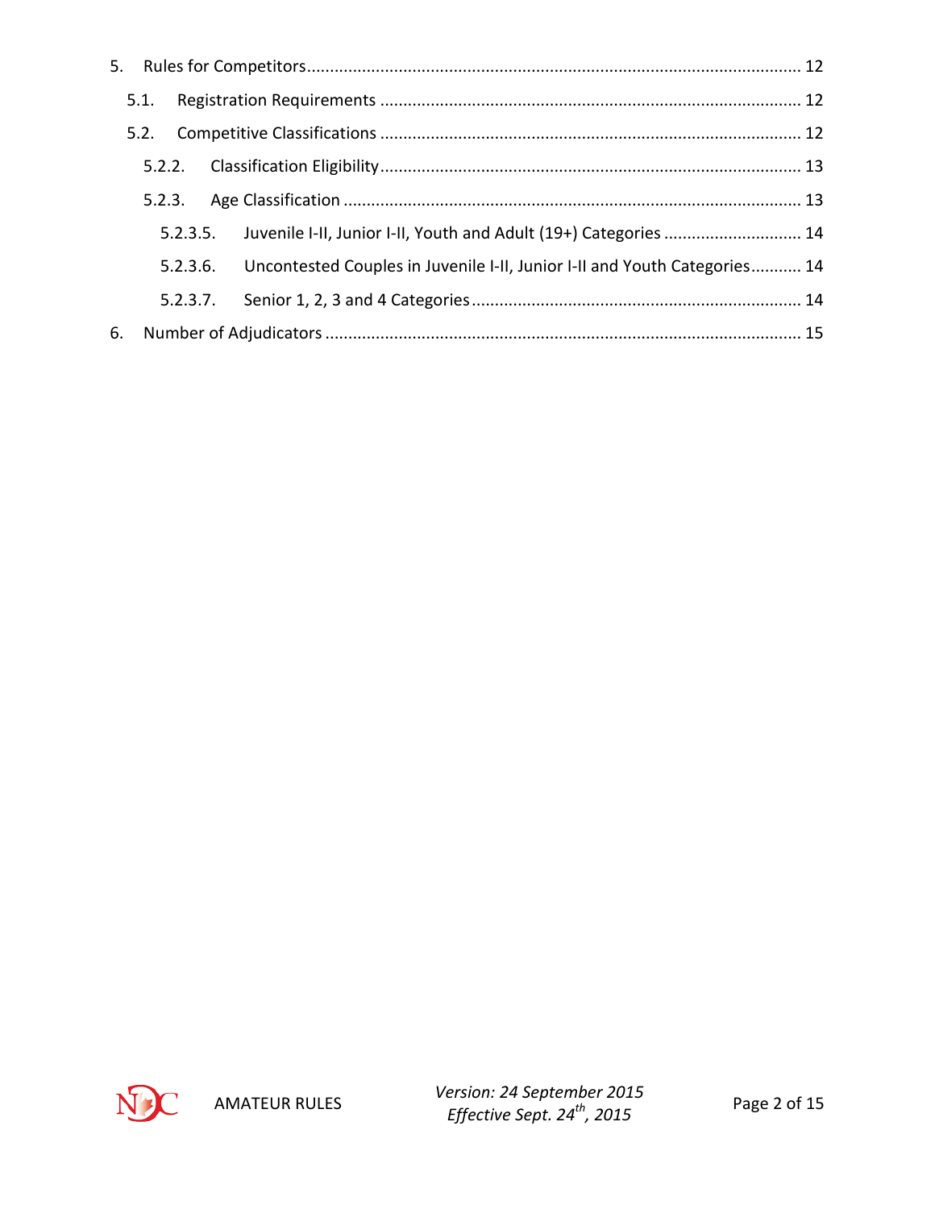5. Rules for Competitors ........................................................................................................ 12

   5.1. Registration Requirements ........................................................................................ 12

   5.2. Competitive Classifications ........................................................................................ 12

      5.2.2. Classification Eligibility ........................................................................................ 13

      5.2.3. Age Classification ................................................................................................ 13

         5.2.3.5. Juvenile I-II, Junior I-II, Youth and Adult (19+) Categories ............................ 14

         5.2.3.6. Uncontested Couples in Juvenile I-II, Junior I-II and Youth Categories........... 14

         5.2.3.7. Senior 1, 2, 3 and 4 Categories ...................................................................... 14

6. Number of Adjudicators .................................................................................................... 15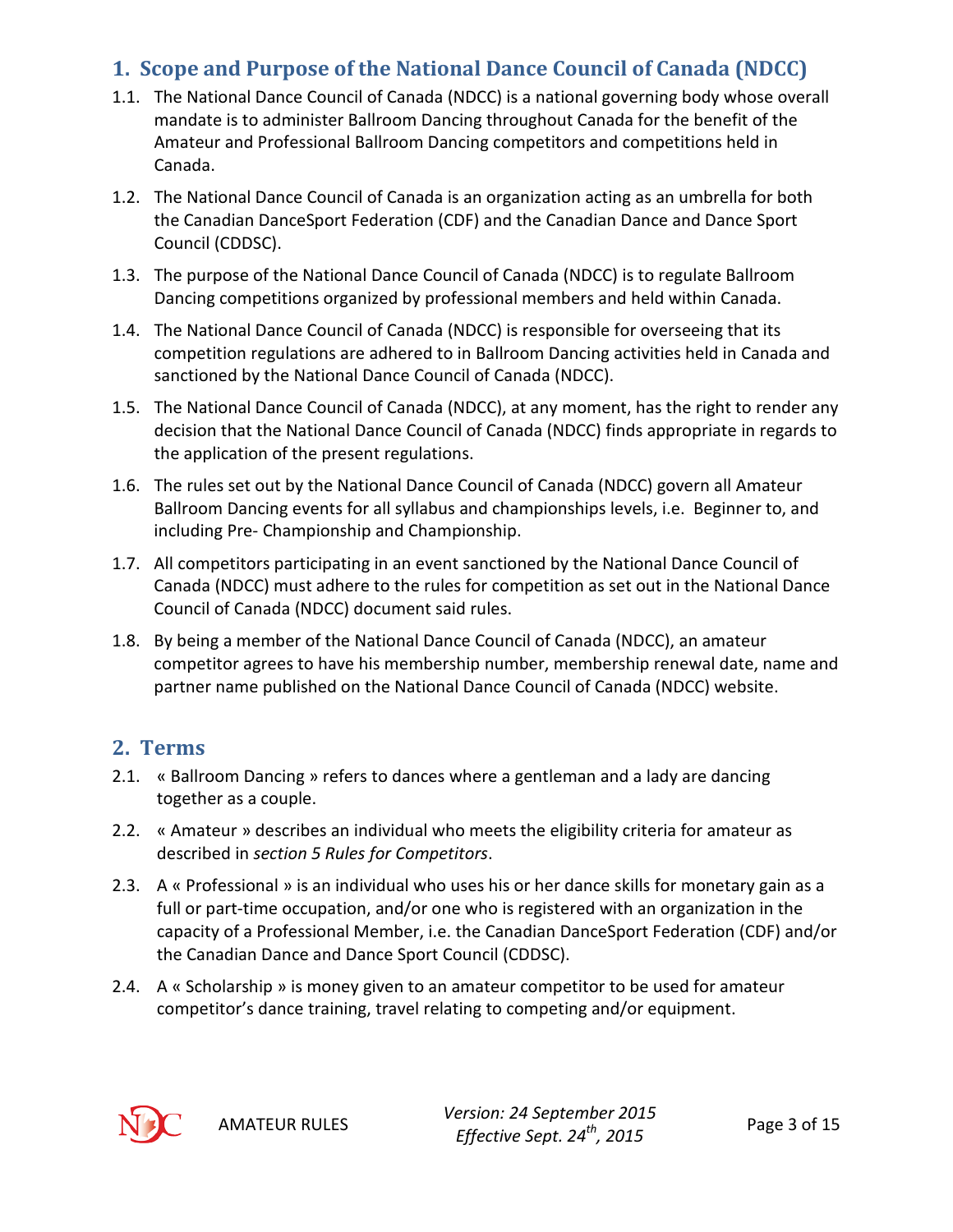## 1. Scope and Purpose of the National Dance Council of Canada (NDCC)

1.1. The National Dance Council of Canada (NDCC) is a national governing body whose overall mandate is to administer Ballroom Dancing throughout Canada for the benefit of the Amateur and Professional Ballroom Dancing competitors and competitions held in Canada.

1.2. The National Dance Council of Canada is an organization acting as an umbrella for both the Canadian DanceSport Federation (CDF) and the Canadian Dance and Dance Sport Council (CDDSC).

1.3. The purpose of the National Dance Council of Canada (NDCC) is to regulate Ballroom Dancing competitions organized by professional members and held within Canada.

1.4. The National Dance Council of Canada (NDCC) is responsible for overseeing that its competition regulations are adhered to in Ballroom Dancing activities held in Canada and sanctioned by the National Dance Council of Canada (NDCC).

1.5. The National Dance Council of Canada (NDCC), at any moment, has the right to render any decision that the National Dance Council of Canada (NDCC) finds appropriate in regards to the application of the present regulations.

1.6. The rules set out by the National Dance Council of Canada (NDCC) govern all Amateur Ballroom Dancing events for all syllabus and championships levels, i.e. Beginner to, and including Pre- Championship and Championship.

1.7. All competitors participating in an event sanctioned by the National Dance Council of Canada (NDCC) must adhere to the rules for competition as set out in the National Dance Council of Canada (NDCC) document said rules.

1.8. By being a member of the National Dance Council of Canada (NDCC), an amateur competitor agrees to have his membership number, membership renewal date, name and partner name published on the National Dance Council of Canada (NDCC) website.

## 2. Terms

2.1. « Ballroom Dancing » refers to dances where a gentleman and a lady are dancing together as a couple.

2.2. « Amateur » describes an individual who meets the eligibility criteria for amateur as described in *section 5 Rules for Competitors*.

2.3. A « Professional » is an individual who uses his or her dance skills for monetary gain as a full or part-time occupation, and/or one who is registered with an organization in the capacity of a Professional Member, i.e. the Canadian DanceSport Federation (CDF) and/or the Canadian Dance and Dance Sport Council (CDDSC).

2.4. A « Scholarship » is money given to an amateur competitor to be used for amateur competitor's dance training, travel relating to competing and/or equipment.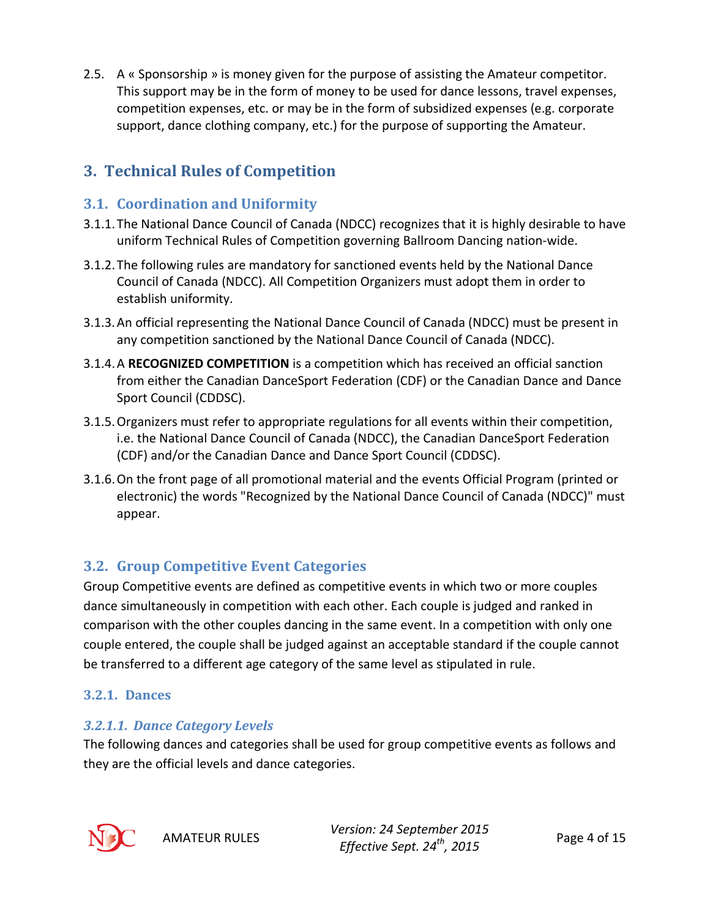2.5. A « Sponsorship » is money given for the purpose of assisting the Amateur competitor. This support may be in the form of money to be used for dance lessons, travel expenses, competition expenses, etc. or may be in the form of subsidized expenses (e.g. corporate support, dance clothing company, etc.) for the purpose of supporting the Amateur.

# 3. Technical Rules of Competition

## 3.1. Coordination and Uniformity

3.1.1. The National Dance Council of Canada (NDCC) recognizes that it is highly desirable to have uniform Technical Rules of Competition governing Ballroom Dancing nation-wide.

3.1.2. The following rules are mandatory for sanctioned events held by the National Dance Council of Canada (NDCC). All Competition Organizers must adopt them in order to establish uniformity.

3.1.3. An official representing the National Dance Council of Canada (NDCC) must be present in any competition sanctioned by the National Dance Council of Canada (NDCC).

3.1.4. A **RECOGNIZED COMPETITION** is a competition which has received an official sanction from either the Canadian DanceSport Federation (CDF) or the Canadian Dance and Dance Sport Council (CDDSC).

3.1.5. Organizers must refer to appropriate regulations for all events within their competition, i.e. the National Dance Council of Canada (NDCC), the Canadian DanceSport Federation (CDF) and/or the Canadian Dance and Dance Sport Council (CDDSC).

3.1.6. On the front page of all promotional material and the events Official Program (printed or electronic) the words "Recognized by the National Dance Council of Canada (NDCC)" must appear.

## 3.2. Group Competitive Event Categories

Group Competitive events are defined as competitive events in which two or more couples dance simultaneously in competition with each other. Each couple is judged and ranked in comparison with the other couples dancing in the same event. In a competition with only one couple entered, the couple shall be judged against an acceptable standard if the couple cannot be transferred to a different age category of the same level as stipulated in rule.

### 3.2.1. Dances

#### *3.2.1.1. Dance Category Levels*

The following dances and categories shall be used for group competitive events as follows and they are the official levels and dance categories.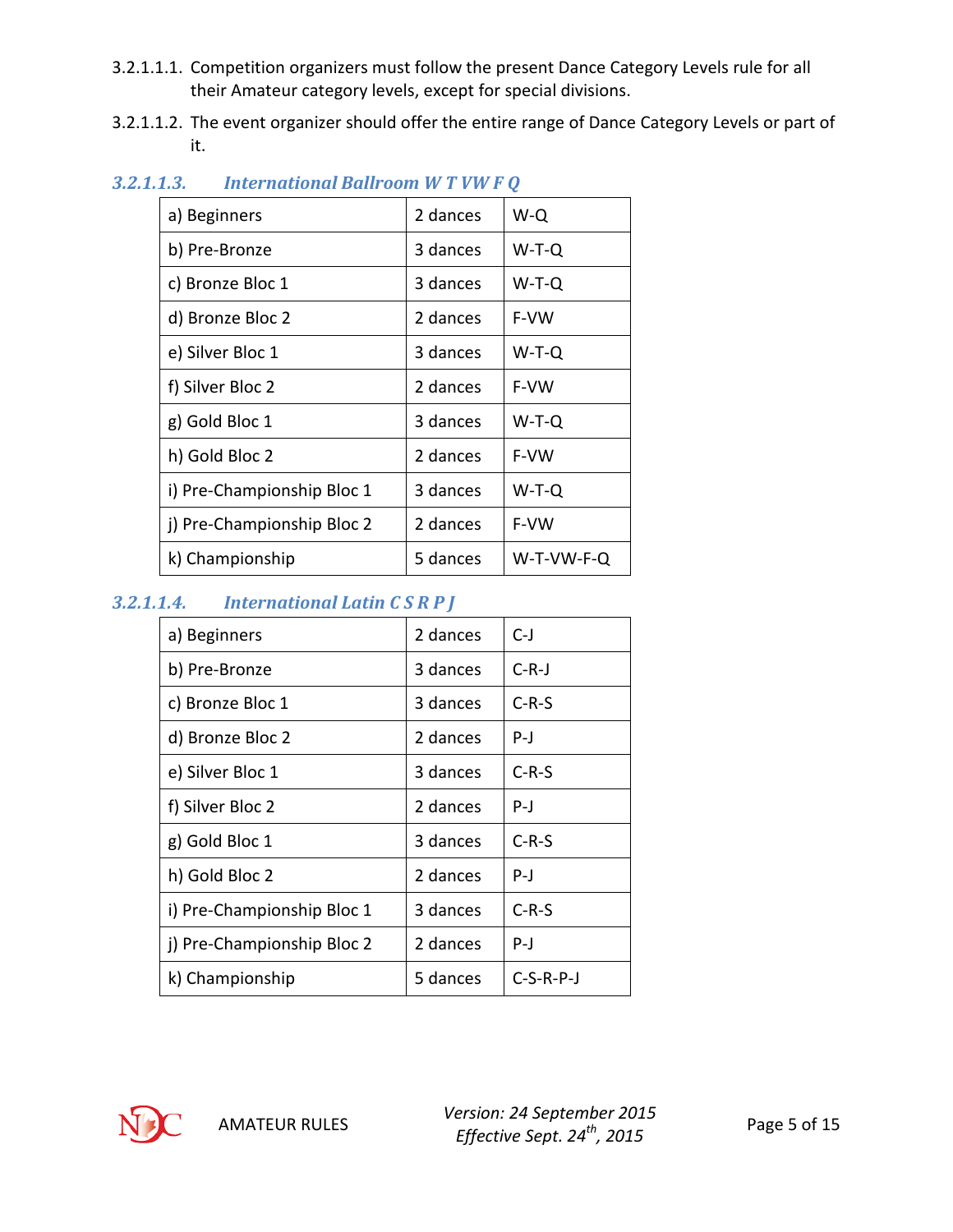3.2.1.1.1. Competition organizers must follow the present Dance Category Levels rule for all their Amateur category levels, except for special divisions.

3.2.1.1.2. The event organizer should offer the entire range of Dance Category Levels or part of it.

### *3.2.1.1.3. International Ballroom W T VW F Q*

| | | |
|---|---|---|
| a) Beginners | 2 dances | W-Q |
| b) Pre-Bronze | 3 dances | W-T-Q |
| c) Bronze Bloc 1 | 3 dances | W-T-Q |
| d) Bronze Bloc 2 | 2 dances | F-VW |
| e) Silver Bloc 1 | 3 dances | W-T-Q |
| f) Silver Bloc 2 | 2 dances | F-VW |
| g) Gold Bloc 1 | 3 dances | W-T-Q |
| h) Gold Bloc 2 | 2 dances | F-VW |
| i) Pre-Championship Bloc 1 | 3 dances | W-T-Q |
| j) Pre-Championship Bloc 2 | 2 dances | F-VW |
| k) Championship | 5 dances | W-T-VW-F-Q |

### *3.2.1.1.4. International Latin C S R P J*

| | | |
|---|---|---|
| a) Beginners | 2 dances | C-J |
| b) Pre-Bronze | 3 dances | C-R-J |
| c) Bronze Bloc 1 | 3 dances | C-R-S |
| d) Bronze Bloc 2 | 2 dances | P-J |
| e) Silver Bloc 1 | 3 dances | C-R-S |
| f) Silver Bloc 2 | 2 dances | P-J |
| g) Gold Bloc 1 | 3 dances | C-R-S |
| h) Gold Bloc 2 | 2 dances | P-J |
| i) Pre-Championship Bloc 1 | 3 dances | C-R-S |
| j) Pre-Championship Bloc 2 | 2 dances | P-J |
| k) Championship | 5 dances | C-S-R-P-J |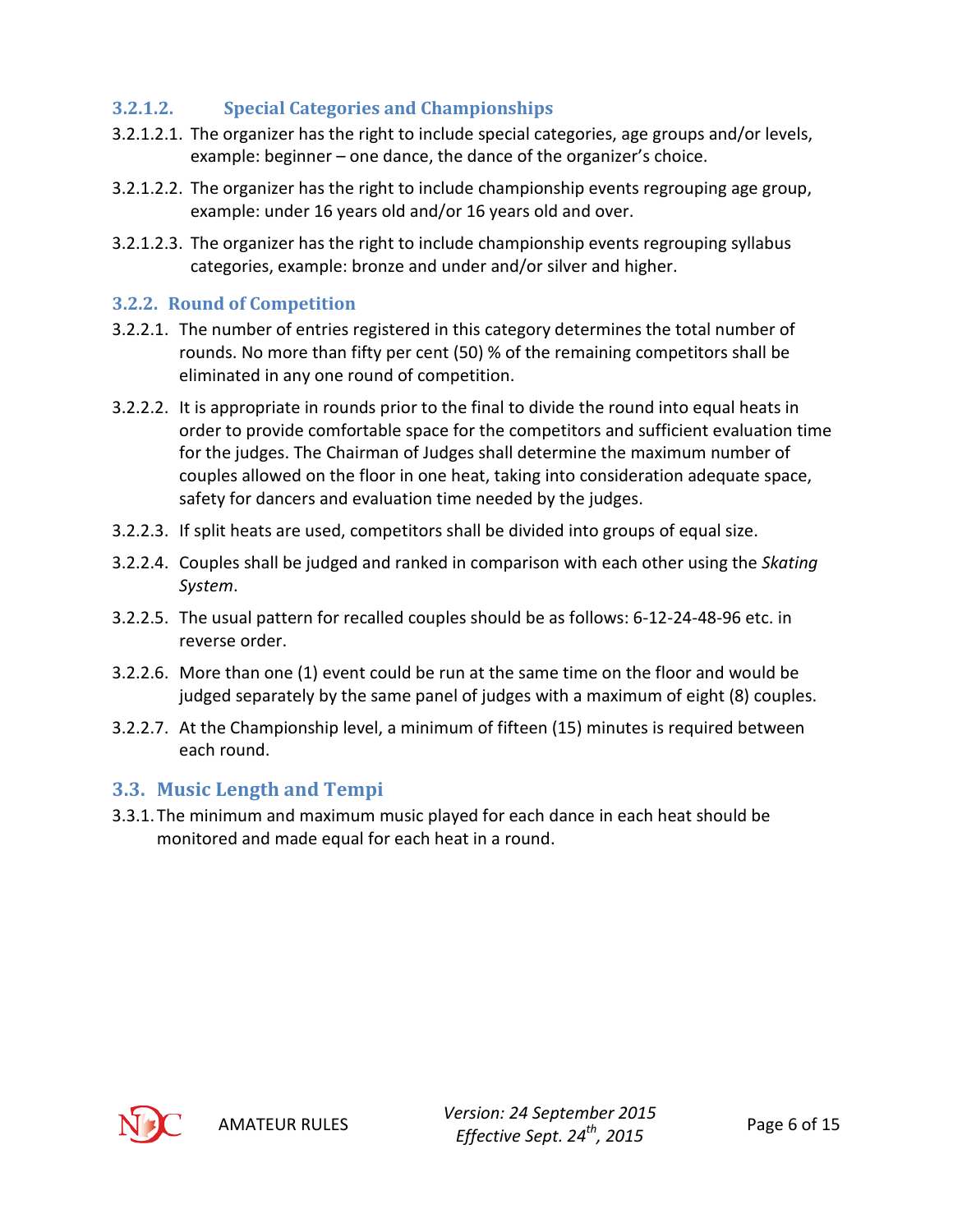#### 3.2.1.2. Special Categories and Championships

3.2.1.2.1. The organizer has the right to include special categories, age groups and/or levels, example: beginner – one dance, the dance of the organizer's choice.

3.2.1.2.2. The organizer has the right to include championship events regrouping age group, example: under 16 years old and/or 16 years old and over.

3.2.1.2.3. The organizer has the right to include championship events regrouping syllabus categories, example: bronze and under and/or silver and higher.

### 3.2.2. Round of Competition

3.2.2.1. The number of entries registered in this category determines the total number of rounds. No more than fifty per cent (50) % of the remaining competitors shall be eliminated in any one round of competition.

3.2.2.2. It is appropriate in rounds prior to the final to divide the round into equal heats in order to provide comfortable space for the competitors and sufficient evaluation time for the judges. The Chairman of Judges shall determine the maximum number of couples allowed on the floor in one heat, taking into consideration adequate space, safety for dancers and evaluation time needed by the judges.

3.2.2.3. If split heats are used, competitors shall be divided into groups of equal size.

3.2.2.4. Couples shall be judged and ranked in comparison with each other using the *Skating System*.

3.2.2.5. The usual pattern for recalled couples should be as follows: 6-12-24-48-96 etc. in reverse order.

3.2.2.6. More than one (1) event could be run at the same time on the floor and would be judged separately by the same panel of judges with a maximum of eight (8) couples.

3.2.2.7. At the Championship level, a minimum of fifteen (15) minutes is required between each round.

## 3.3. Music Length and Tempi

3.3.1. The minimum and maximum music played for each dance in each heat should be monitored and made equal for each heat in a round.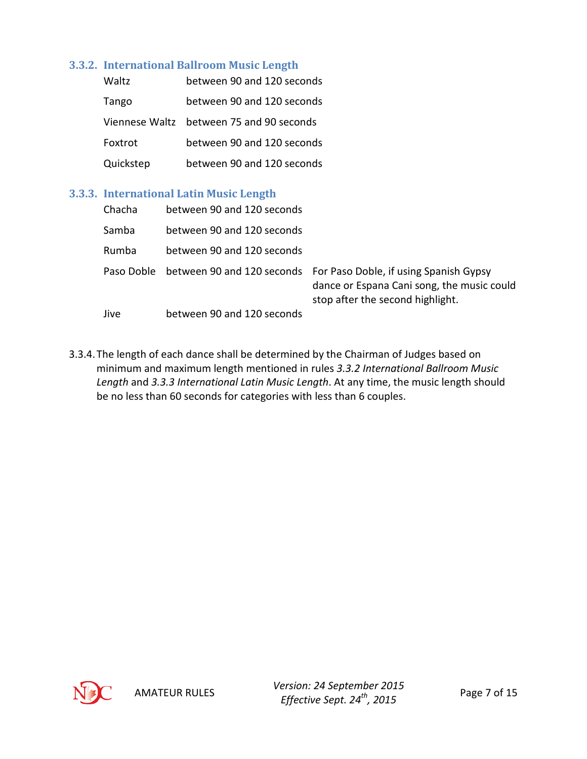### 3.3.2. International Ballroom Music Length

| | |
|---|---|
| Waltz | between 90 and 120 seconds |
| Tango | between 90 and 120 seconds |
| Viennese Waltz | between 75 and 90 seconds |
| Foxtrot | between 90 and 120 seconds |
| Quickstep | between 90 and 120 seconds |

### 3.3.3. International Latin Music Length

| | | |
|---|---|---|
| Chacha | between 90 and 120 seconds | |
| Samba | between 90 and 120 seconds | |
| Rumba | between 90 and 120 seconds | |
| Paso Doble | between 90 and 120 seconds | For Paso Doble, if using Spanish Gypsy dance or Espana Cani song, the music could stop after the second highlight. |
| Jive | between 90 and 120 seconds | |

3.3.4. The length of each dance shall be determined by the Chairman of Judges based on minimum and maximum length mentioned in rules *3.3.2 International Ballroom Music Length* and *3.3.3 International Latin Music Length*. At any time, the music length should be no less than 60 seconds for categories with less than 6 couples.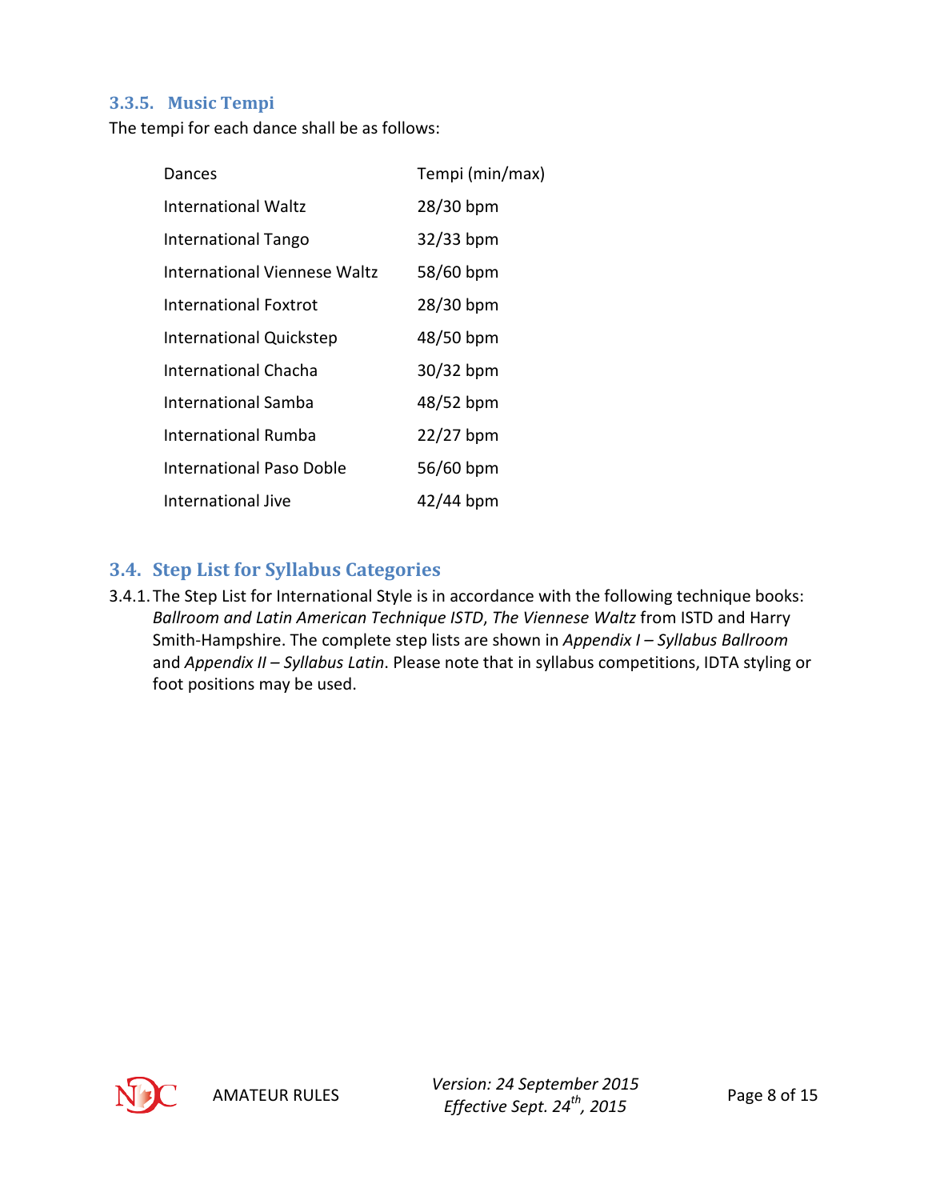#### 3.3.5. Music Tempi

The tempi for each dance shall be as follows:

| Dances | Tempi (min/max) |
| --- | --- |
| International Waltz | 28/30 bpm |
| International Tango | 32/33 bpm |
| International Viennese Waltz | 58/60 bpm |
| International Foxtrot | 28/30 bpm |
| International Quickstep | 48/50 bpm |
| International Chacha | 30/32 bpm |
| International Samba | 48/52 bpm |
| International Rumba | 22/27 bpm |
| International Paso Doble | 56/60 bpm |
| International Jive | 42/44 bpm |

### 3.4. Step List for Syllabus Categories

3.4.1. The Step List for International Style is in accordance with the following technique books: *Ballroom and Latin American Technique ISTD*, *The Viennese Waltz* from ISTD and Harry Smith-Hampshire. The complete step lists are shown in *Appendix I – Syllabus Ballroom* and *Appendix II – Syllabus Latin*. Please note that in syllabus competitions, IDTA styling or foot positions may be used.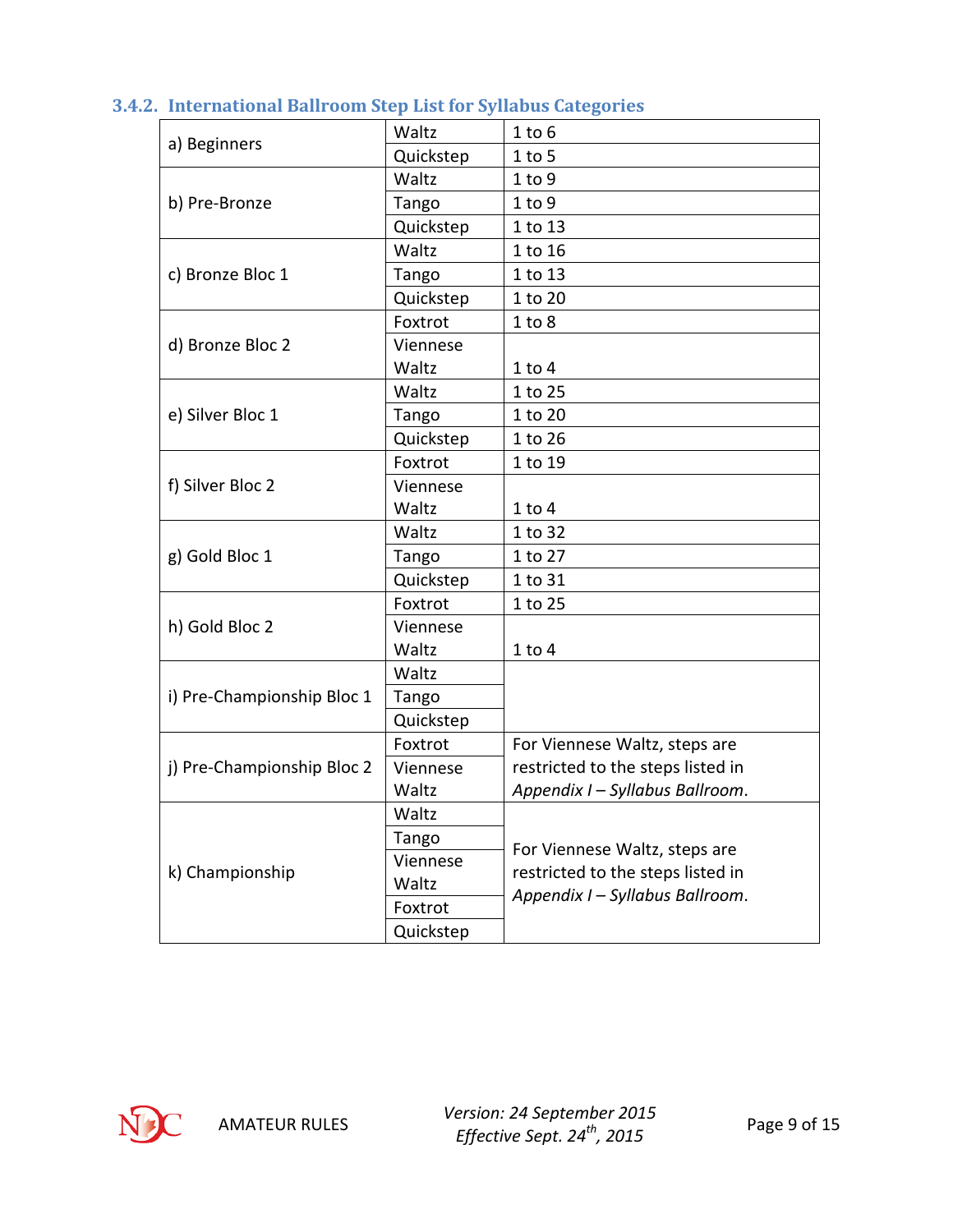### 3.4.2. International Ballroom Step List for Syllabus Categories

| Category | Dance | Steps |
|---|---|---|
| a) Beginners | Waltz | 1 to 6 |
| | Quickstep | 1 to 5 |
| b) Pre-Bronze | Waltz | 1 to 9 |
| | Tango | 1 to 9 |
| | Quickstep | 1 to 13 |
| c) Bronze Bloc 1 | Waltz | 1 to 16 |
| | Tango | 1 to 13 |
| | Quickstep | 1 to 20 |
| d) Bronze Bloc 2 | Foxtrot | 1 to 8 |
| | Viennese Waltz | 1 to 4 |
| e) Silver Bloc 1 | Waltz | 1 to 25 |
| | Tango | 1 to 20 |
| | Quickstep | 1 to 26 |
| f) Silver Bloc 2 | Foxtrot | 1 to 19 |
| | Viennese Waltz | 1 to 4 |
| g) Gold Bloc 1 | Waltz | 1 to 32 |
| | Tango | 1 to 27 |
| | Quickstep | 1 to 31 |
| h) Gold Bloc 2 | Foxtrot | 1 to 25 |
| | Viennese Waltz | 1 to 4 |
| i) Pre-Championship Bloc 1 | Waltz | |
| | Tango | |
| | Quickstep | |
| j) Pre-Championship Bloc 2 | Foxtrot | For Viennese Waltz, steps are restricted to the steps listed in *Appendix I – Syllabus Ballroom*. |
| | Viennese Waltz | |
| k) Championship | Waltz | For Viennese Waltz, steps are restricted to the steps listed in *Appendix I – Syllabus Ballroom*. |
| | Tango | |
| | Viennese Waltz | |
| | Foxtrot | |
| | Quickstep | |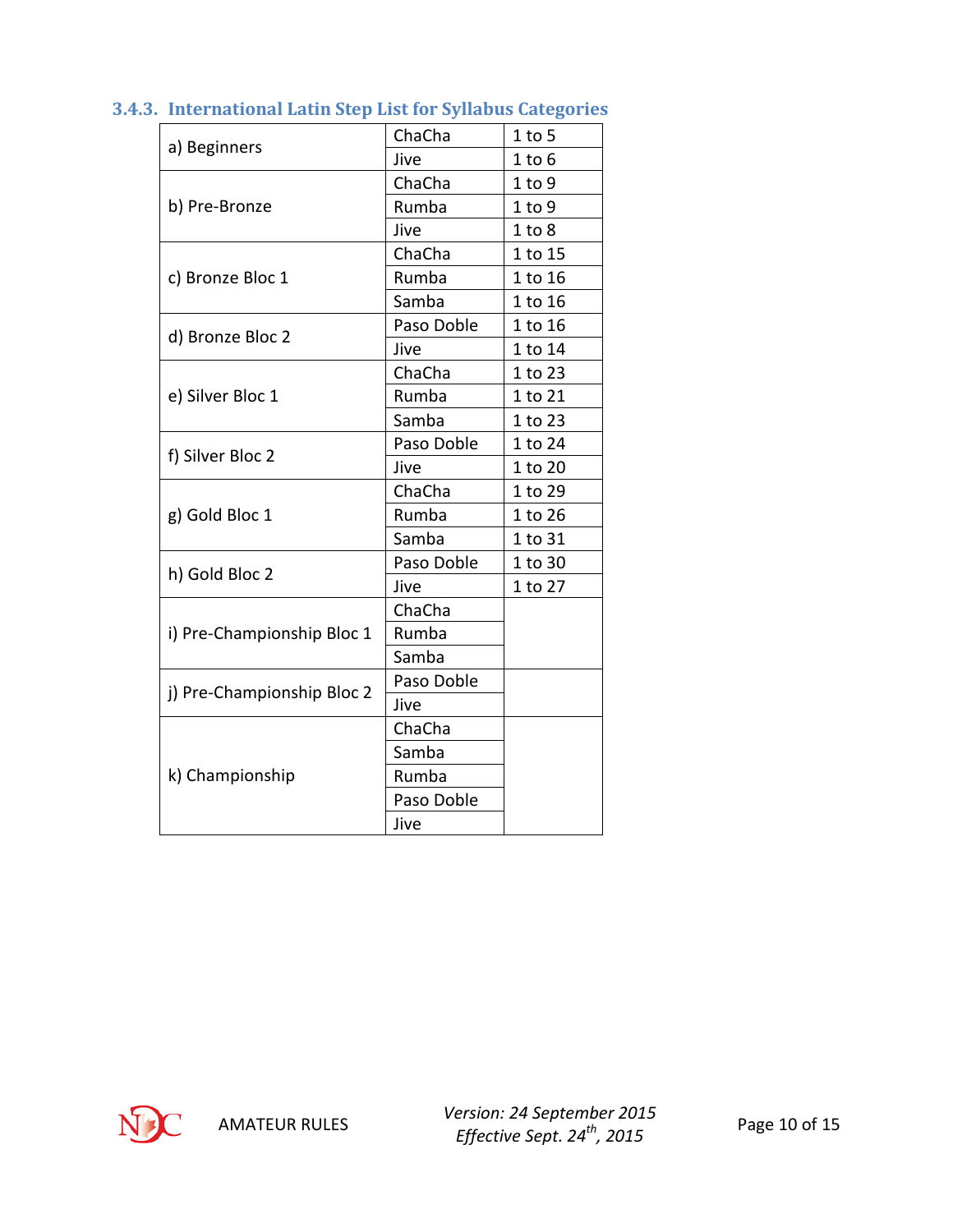### 3.4.3. International Latin Step List for Syllabus Categories

| Category | Dance | Steps |
| --- | --- | --- |
| a) Beginners | ChaCha | 1 to 5 |
| | Jive | 1 to 6 |
| b) Pre-Bronze | ChaCha | 1 to 9 |
| | Rumba | 1 to 9 |
| | Jive | 1 to 8 |
| c) Bronze Bloc 1 | ChaCha | 1 to 15 |
| | Rumba | 1 to 16 |
| | Samba | 1 to 16 |
| d) Bronze Bloc 2 | Paso Doble | 1 to 16 |
| | Jive | 1 to 14 |
| e) Silver Bloc 1 | ChaCha | 1 to 23 |
| | Rumba | 1 to 21 |
| | Samba | 1 to 23 |
| f) Silver Bloc 2 | Paso Doble | 1 to 24 |
| | Jive | 1 to 20 |
| g) Gold Bloc 1 | ChaCha | 1 to 29 |
| | Rumba | 1 to 26 |
| | Samba | 1 to 31 |
| h) Gold Bloc 2 | Paso Doble | 1 to 30 |
| | Jive | 1 to 27 |
| i) Pre-Championship Bloc 1 | ChaCha | |
| | Rumba | |
| | Samba | |
| j) Pre-Championship Bloc 2 | Paso Doble | |
| | Jive | |
| k) Championship | ChaCha | |
| | Samba | |
| | Rumba | |
| | Paso Doble | |
| | Jive | |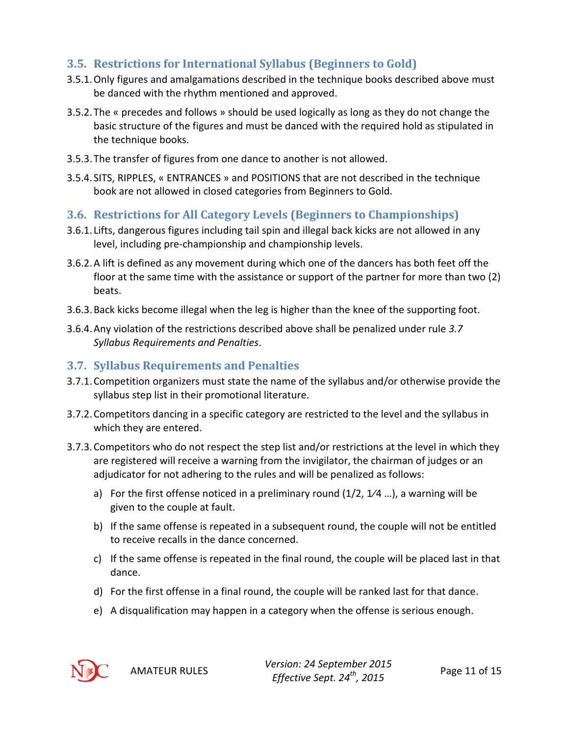## 3.5. Restrictions for International Syllabus (Beginners to Gold)

3.5.1. Only figures and amalgamations described in the technique books described above must be danced with the rhythm mentioned and approved.

3.5.2. The « precedes and follows » should be used logically as long as they do not change the basic structure of the figures and must be danced with the required hold as stipulated in the technique books.

3.5.3. The transfer of figures from one dance to another is not allowed.

3.5.4. SITS, RIPPLES, « ENTRANCES » and POSITIONS that are not described in the technique book are not allowed in closed categories from Beginners to Gold.

## 3.6. Restrictions for All Category Levels (Beginners to Championships)

3.6.1. Lifts, dangerous figures including tail spin and illegal back kicks are not allowed in any level, including pre-championship and championship levels.

3.6.2. A lift is defined as any movement during which one of the dancers has both feet off the floor at the same time with the assistance or support of the partner for more than two (2) beats.

3.6.3. Back kicks become illegal when the leg is higher than the knee of the supporting foot.

3.6.4. Any violation of the restrictions described above shall be penalized under rule *3.7 Syllabus Requirements and Penalties*.

## 3.7. Syllabus Requirements and Penalties

3.7.1. Competition organizers must state the name of the syllabus and/or otherwise provide the syllabus step list in their promotional literature.

3.7.2. Competitors dancing in a specific category are restricted to the level and the syllabus in which they are entered.

3.7.3. Competitors who do not respect the step list and/or restrictions at the level in which they are registered will receive a warning from the invigilator, the chairman of judges or an adjudicator for not adhering to the rules and will be penalized as follows:

a) For the first offense noticed in a preliminary round (1/2, 1⁄4 …), a warning will be given to the couple at fault.

b) If the same offense is repeated in a subsequent round, the couple will not be entitled to receive recalls in the dance concerned.

c) If the same offense is repeated in the final round, the couple will be placed last in that dance.

d) For the first offense in a final round, the couple will be ranked last for that dance.

e) A disqualification may happen in a category when the offense is serious enough.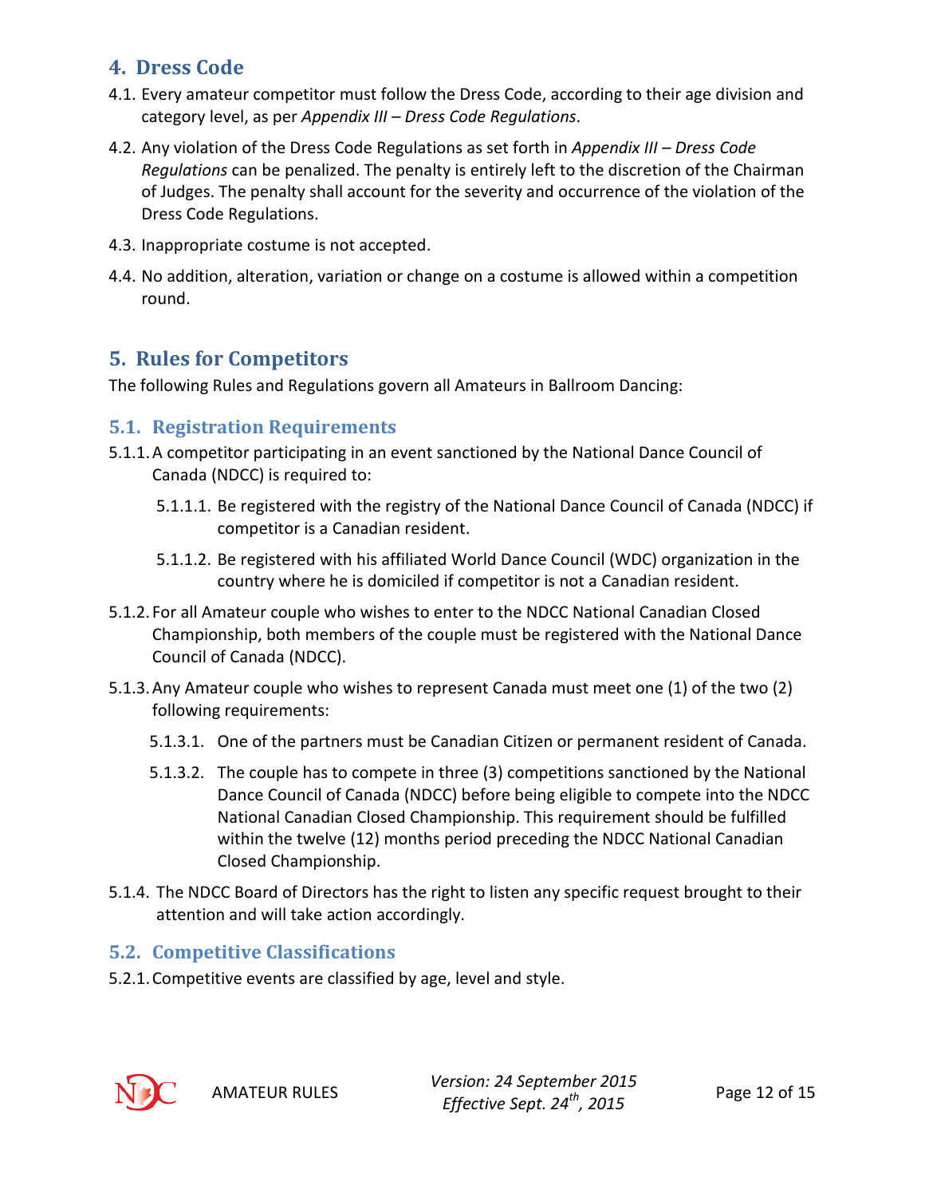## 4. Dress Code

4.1. Every amateur competitor must follow the Dress Code, according to their age division and category level, as per *Appendix III – Dress Code Regulations*.

4.2. Any violation of the Dress Code Regulations as set forth in *Appendix III – Dress Code Regulations* can be penalized. The penalty is entirely left to the discretion of the Chairman of Judges. The penalty shall account for the severity and occurrence of the violation of the Dress Code Regulations.

4.3. Inappropriate costume is not accepted.

4.4. No addition, alteration, variation or change on a costume is allowed within a competition round.

## 5. Rules for Competitors

The following Rules and Regulations govern all Amateurs in Ballroom Dancing:

### 5.1. Registration Requirements

5.1.1. A competitor participating in an event sanctioned by the National Dance Council of Canada (NDCC) is required to:

5.1.1.1. Be registered with the registry of the National Dance Council of Canada (NDCC) if competitor is a Canadian resident.

5.1.1.2. Be registered with his affiliated World Dance Council (WDC) organization in the country where he is domiciled if competitor is not a Canadian resident.

5.1.2. For all Amateur couple who wishes to enter to the NDCC National Canadian Closed Championship, both members of the couple must be registered with the National Dance Council of Canada (NDCC).

5.1.3. Any Amateur couple who wishes to represent Canada must meet one (1) of the two (2) following requirements:

5.1.3.1. One of the partners must be Canadian Citizen or permanent resident of Canada.

5.1.3.2. The couple has to compete in three (3) competitions sanctioned by the National Dance Council of Canada (NDCC) before being eligible to compete into the NDCC National Canadian Closed Championship. This requirement should be fulfilled within the twelve (12) months period preceding the NDCC National Canadian Closed Championship.

5.1.4. The NDCC Board of Directors has the right to listen any specific request brought to their attention and will take action accordingly.

### 5.2. Competitive Classifications

5.2.1. Competitive events are classified by age, level and style.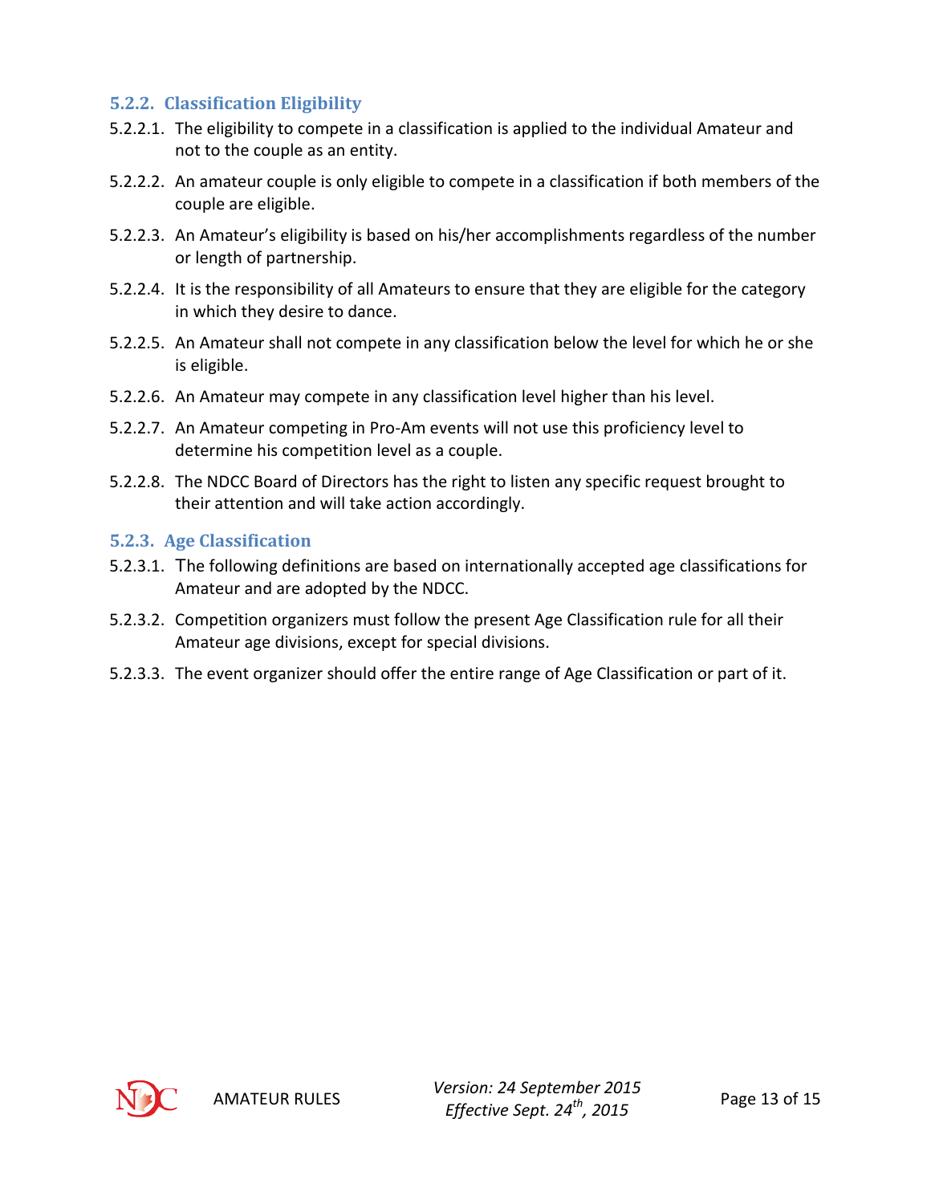### 5.2.2. Classification Eligibility

5.2.2.1. The eligibility to compete in a classification is applied to the individual Amateur and not to the couple as an entity.

5.2.2.2. An amateur couple is only eligible to compete in a classification if both members of the couple are eligible.

5.2.2.3. An Amateur's eligibility is based on his/her accomplishments regardless of the number or length of partnership.

5.2.2.4. It is the responsibility of all Amateurs to ensure that they are eligible for the category in which they desire to dance.

5.2.2.5. An Amateur shall not compete in any classification below the level for which he or she is eligible.

5.2.2.6. An Amateur may compete in any classification level higher than his level.

5.2.2.7. An Amateur competing in Pro-Am events will not use this proficiency level to determine his competition level as a couple.

5.2.2.8. The NDCC Board of Directors has the right to listen any specific request brought to their attention and will take action accordingly.

### 5.2.3. Age Classification

5.2.3.1. The following definitions are based on internationally accepted age classifications for Amateur and are adopted by the NDCC.

5.2.3.2. Competition organizers must follow the present Age Classification rule for all their Amateur age divisions, except for special divisions.

5.2.3.3. The event organizer should offer the entire range of Age Classification or part of it.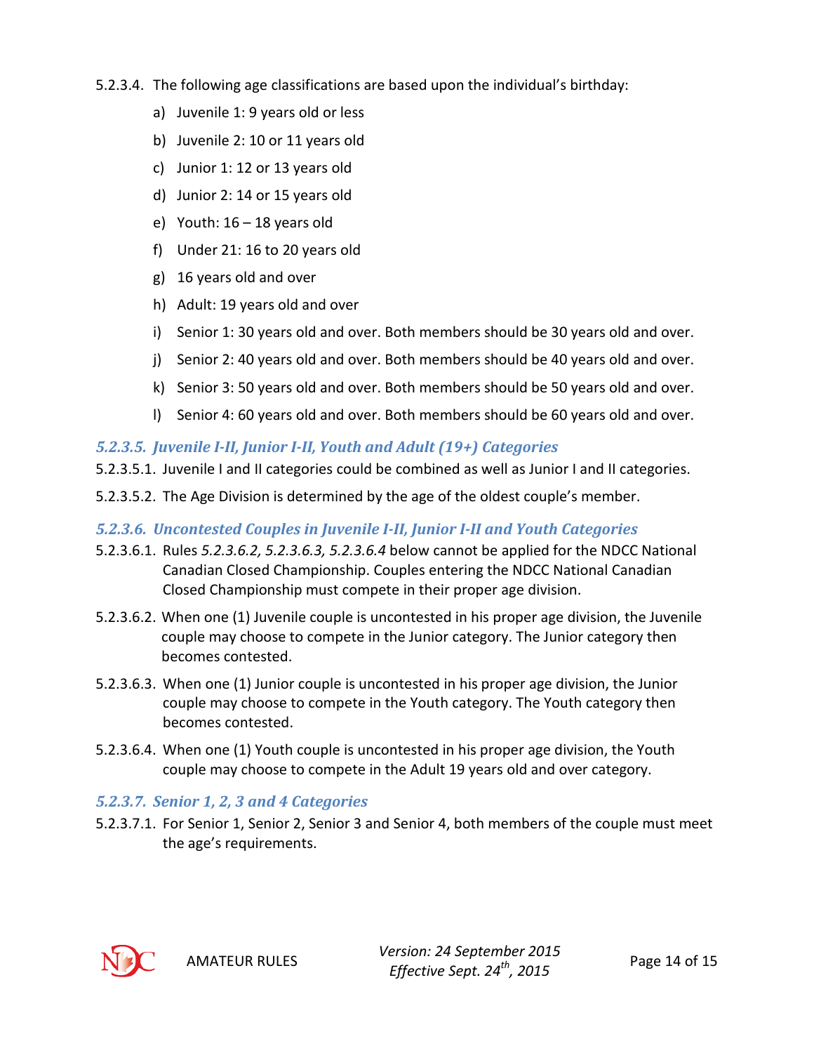5.2.3.4. The following age classifications are based upon the individual's birthday:

a) Juvenile 1: 9 years old or less

b) Juvenile 2: 10 or 11 years old

c) Junior 1: 12 or 13 years old

d) Junior 2: 14 or 15 years old

e) Youth: 16 – 18 years old

f) Under 21: 16 to 20 years old

g) 16 years old and over

h) Adult: 19 years old and over

i) Senior 1: 30 years old and over. Both members should be 30 years old and over.

j) Senior 2: 40 years old and over. Both members should be 40 years old and over.

k) Senior 3: 50 years old and over. Both members should be 50 years old and over.

l) Senior 4: 60 years old and over. Both members should be 60 years old and over.

### *5.2.3.5. Juvenile I-II, Junior I-II, Youth and Adult (19+) Categories*

5.2.3.5.1. Juvenile I and II categories could be combined as well as Junior I and II categories.

5.2.3.5.2. The Age Division is determined by the age of the oldest couple's member.

### *5.2.3.6. Uncontested Couples in Juvenile I-II, Junior I-II and Youth Categories*

5.2.3.6.1. Rules *5.2.3.6.2, 5.2.3.6.3, 5.2.3.6.4* below cannot be applied for the NDCC National Canadian Closed Championship. Couples entering the NDCC National Canadian Closed Championship must compete in their proper age division.

5.2.3.6.2. When one (1) Juvenile couple is uncontested in his proper age division, the Juvenile couple may choose to compete in the Junior category. The Junior category then becomes contested.

5.2.3.6.3. When one (1) Junior couple is uncontested in his proper age division, the Junior couple may choose to compete in the Youth category. The Youth category then becomes contested.

5.2.3.6.4. When one (1) Youth couple is uncontested in his proper age division, the Youth couple may choose to compete in the Adult 19 years old and over category.

### *5.2.3.7. Senior 1, 2, 3 and 4 Categories*

5.2.3.7.1. For Senior 1, Senior 2, Senior 3 and Senior 4, both members of the couple must meet the age's requirements.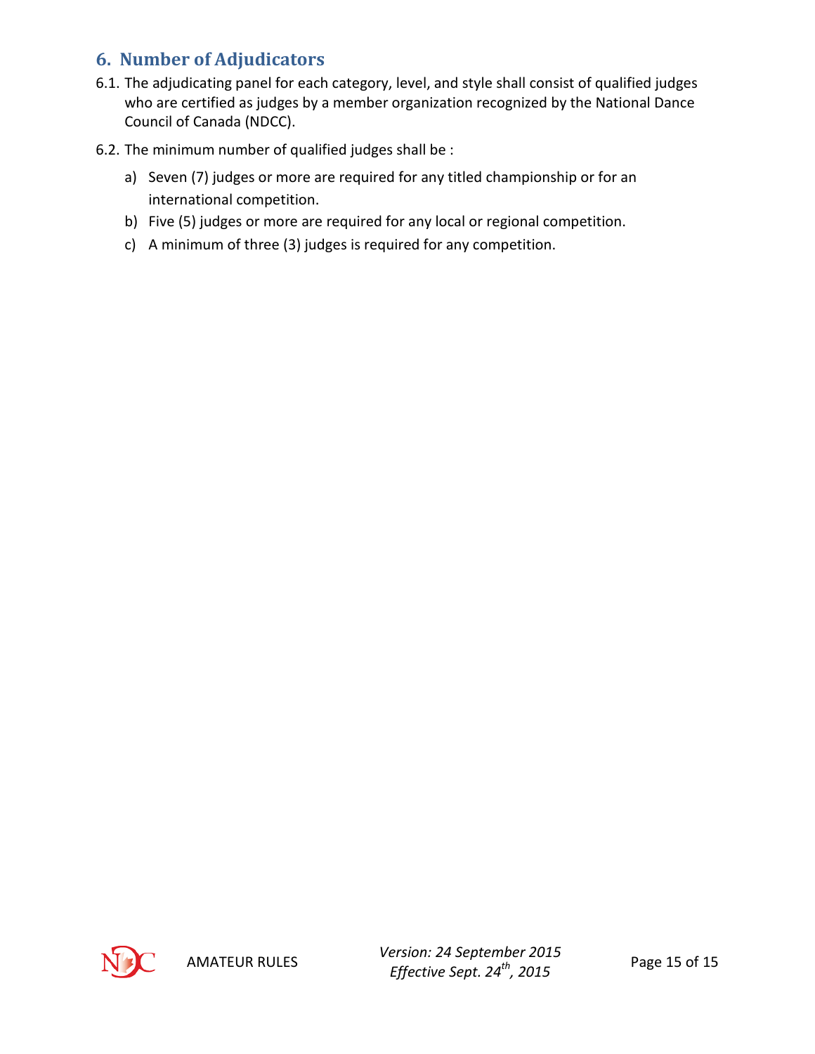## 6. Number of Adjudicators

6.1. The adjudicating panel for each category, level, and style shall consist of qualified judges who are certified as judges by a member organization recognized by the National Dance Council of Canada (NDCC).

6.2. The minimum number of qualified judges shall be :

a) Seven (7) judges or more are required for any titled championship or for an international competition.

b) Five (5) judges or more are required for any local or regional competition.

c) A minimum of three (3) judges is required for any competition.